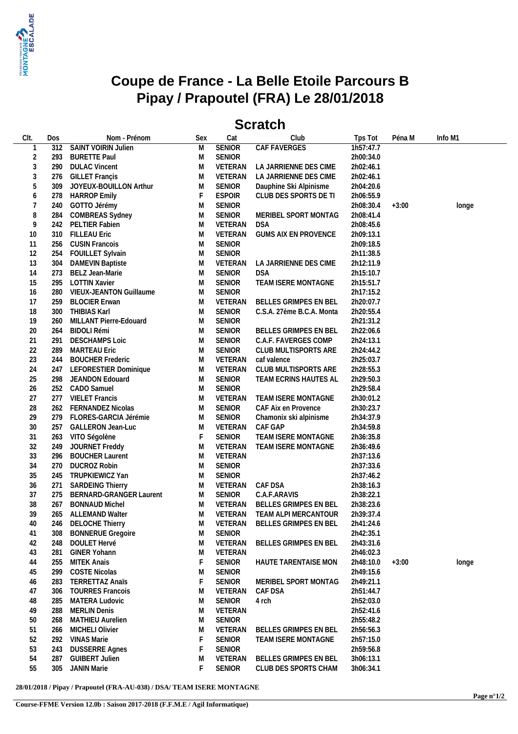# Coupe de France - La Belle Etoile Parcours B
# Pipay / Prapoutel (FRA) Le 28/01/2018

## Scratch

| Clt. | Dos | Nom - Prénom | Sex | Cat | Club | Tps Tot | Péna M | Info M1 |
|---|---|---|---|---|---|---|---|---|
| 1 | 312 | SAINT VOIRIN Julien | M | SENIOR | CAF FAVERGES | 1h57:47.7 | | |
| 2 | 293 | BURETTE Paul | M | SENIOR | | 2h00:34.0 | | |
| 3 | 290 | DULAC Vincent | M | VETERAN | LA JARRIENNE DES CIME | 2h02:46.1 | | |
| 3 | 276 | GILLET Françis | M | VETERAN | LA JARRIENNE DES CIME | 2h02:46.1 | | |
| 5 | 309 | JOYEUX-BOUILLON Arthur | M | SENIOR | Dauphine Ski Alpinisme | 2h04:20.6 | | |
| 6 | 278 | HARROP Emily | F | ESPOIR | CLUB DES SPORTS DE TI | 2h06:55.9 | | |
| 7 | 240 | GOTTO Jérémy | M | SENIOR | | 2h08:30.4 | +3:00 | longe |
| 8 | 284 | COMBREAS Sydney | M | SENIOR | MERIBEL SPORT MONTAG | 2h08:41.4 | | |
| 9 | 242 | PELTIER Fabien | M | VETERAN | DSA | 2h08:45.6 | | |
| 10 | 310 | FILLEAU Eric | M | VETERAN | GUMS AIX EN PROVENCE | 2h09:13.1 | | |
| 11 | 256 | CUSIN Francois | M | SENIOR | | 2h09:18.5 | | |
| 12 | 254 | FOUILLET Sylvain | M | SENIOR | | 2h11:38.5 | | |
| 13 | 304 | DAMEVIN Baptiste | M | VETERAN | LA JARRIENNE DES CIME | 2h12:11.9 | | |
| 14 | 273 | BELZ Jean-Marie | M | SENIOR | DSA | 2h15:10.7 | | |
| 15 | 295 | LOTTIN Xavier | M | SENIOR | TEAM ISERE MONTAGNE | 2h15:51.7 | | |
| 16 | 280 | VIEUX-JEANTON Guillaume | M | SENIOR | | 2h17:15.2 | | |
| 17 | 259 | BLOCIER Erwan | M | VETERAN | BELLES GRIMPES EN BEL | 2h20:07.7 | | |
| 18 | 300 | THIBIAS Karl | M | SENIOR | C.S.A. 27ème B.C.A. Monta | 2h20:55.4 | | |
| 19 | 260 | MILLANT Pierre-Edouard | M | SENIOR | | 2h21:31.2 | | |
| 20 | 264 | BIDOLI Rémi | M | SENIOR | BELLES GRIMPES EN BEL | 2h22:06.6 | | |
| 21 | 291 | DESCHAMPS Loic | M | SENIOR | C.A.F. FAVERGES COMP | 2h24:13.1 | | |
| 22 | 289 | MARTEAU Eric | M | SENIOR | CLUB MULTISPORTS ARE | 2h24:44.2 | | |
| 23 | 244 | BOUCHER Frederic | M | VETERAN | caf valence | 2h25:03.7 | | |
| 24 | 247 | LEFORESTIER Dominique | M | VETERAN | CLUB MULTISPORTS ARE | 2h28:55.3 | | |
| 25 | 298 | JEANDON Edouard | M | SENIOR | TEAM ECRINS HAUTES AL | 2h29:50.3 | | |
| 26 | 252 | CADO Samuel | M | SENIOR | | 2h29:58.4 | | |
| 27 | 277 | VIELET Francis | M | VETERAN | TEAM ISERE MONTAGNE | 2h30:01.2 | | |
| 28 | 262 | FERNANDEZ Nicolas | M | SENIOR | CAF Aix en Provence | 2h30:23.7 | | |
| 29 | 279 | FLORES-GARCIA Jérémie | M | SENIOR | Chamonix ski alpinisme | 2h34:37.9 | | |
| 30 | 257 | GALLERON Jean-Luc | M | VETERAN | CAF GAP | 2h34:59.8 | | |
| 31 | 263 | VITO Ségolène | F | SENIOR | TEAM ISERE MONTAGNE | 2h36:35.8 | | |
| 32 | 249 | JOURNET Freddy | M | VETERAN | TEAM ISERE MONTAGNE | 2h36:49.6 | | |
| 33 | 296 | BOUCHER Laurent | M | VETERAN | | 2h37:13.6 | | |
| 34 | 270 | DUCROZ Robin | M | SENIOR | | 2h37:33.6 | | |
| 35 | 245 | TRUPKIEWICZ Yan | M | SENIOR | | 2h37:46.2 | | |
| 36 | 271 | SARDEING Thierry | M | VETERAN | CAF DSA | 2h38:16.3 | | |
| 37 | 275 | BERNARD-GRANGER Laurent | M | SENIOR | C.A.F.ARAVIS | 2h38:22.1 | | |
| 38 | 267 | BONNAUD Michel | M | VETERAN | BELLES GRIMPES EN BEL | 2h38:23.6 | | |
| 39 | 265 | ALLEMAND Walter | M | VETERAN | TEAM ALPI MERCANTOUR | 2h39:37.4 | | |
| 40 | 246 | DELOCHE Thierry | M | VETERAN | BELLES GRIMPES EN BEL | 2h41:24.6 | | |
| 41 | 308 | BONNERUE Gregoire | M | SENIOR | | 2h42:35.1 | | |
| 42 | 248 | DOULET Hervé | M | VETERAN | BELLES GRIMPES EN BEL | 2h43:31.6 | | |
| 43 | 281 | GINER Yohann | M | VETERAN | | 2h46:02.3 | | |
| 44 | 255 | MITEK Anais | F | SENIOR | HAUTE TARENTAISE MON | 2h48:10.0 | +3:00 | longe |
| 45 | 299 | COSTE Nicolas | M | SENIOR | | 2h49:15.6 | | |
| 46 | 283 | TERRETTAZ Anaïs | F | SENIOR | MERIBEL SPORT MONTAG | 2h49:21.1 | | |
| 47 | 306 | TOURRES Francois | M | VETERAN | CAF DSA | 2h51:44.7 | | |
| 48 | 285 | MATERA Ludovic | M | SENIOR | 4 rch | 2h52:03.0 | | |
| 49 | 288 | MERLIN Denis | M | VETERAN | | 2h52:41.6 | | |
| 50 | 268 | MATHIEU Aurelien | M | SENIOR | | 2h55:48.2 | | |
| 51 | 266 | MICHELI Olivier | M | VETERAN | BELLES GRIMPES EN BEL | 2h56:56.3 | | |
| 52 | 292 | VINAS Marie | F | SENIOR | TEAM ISERE MONTAGNE | 2h57:15.0 | | |
| 53 | 243 | DUSSERRE Agnes | F | SENIOR | | 2h59:56.8 | | |
| 54 | 287 | GUIBERT Julien | M | VETERAN | BELLES GRIMPES EN BEL | 3h06:13.1 | | |
| 55 | 305 | JANIN Marie | F | SENIOR | CLUB DES SPORTS CHAM | 3h06:34.1 | | |

**28/01/2018 / Pipay / Prapoutel (FRA-AU-038) / DSA/ TEAM ISERE MONTAGNE**

**Course-FFME Version 12.0b : Saison 2017-2018 (F.F.M.E / Agil Informatique)**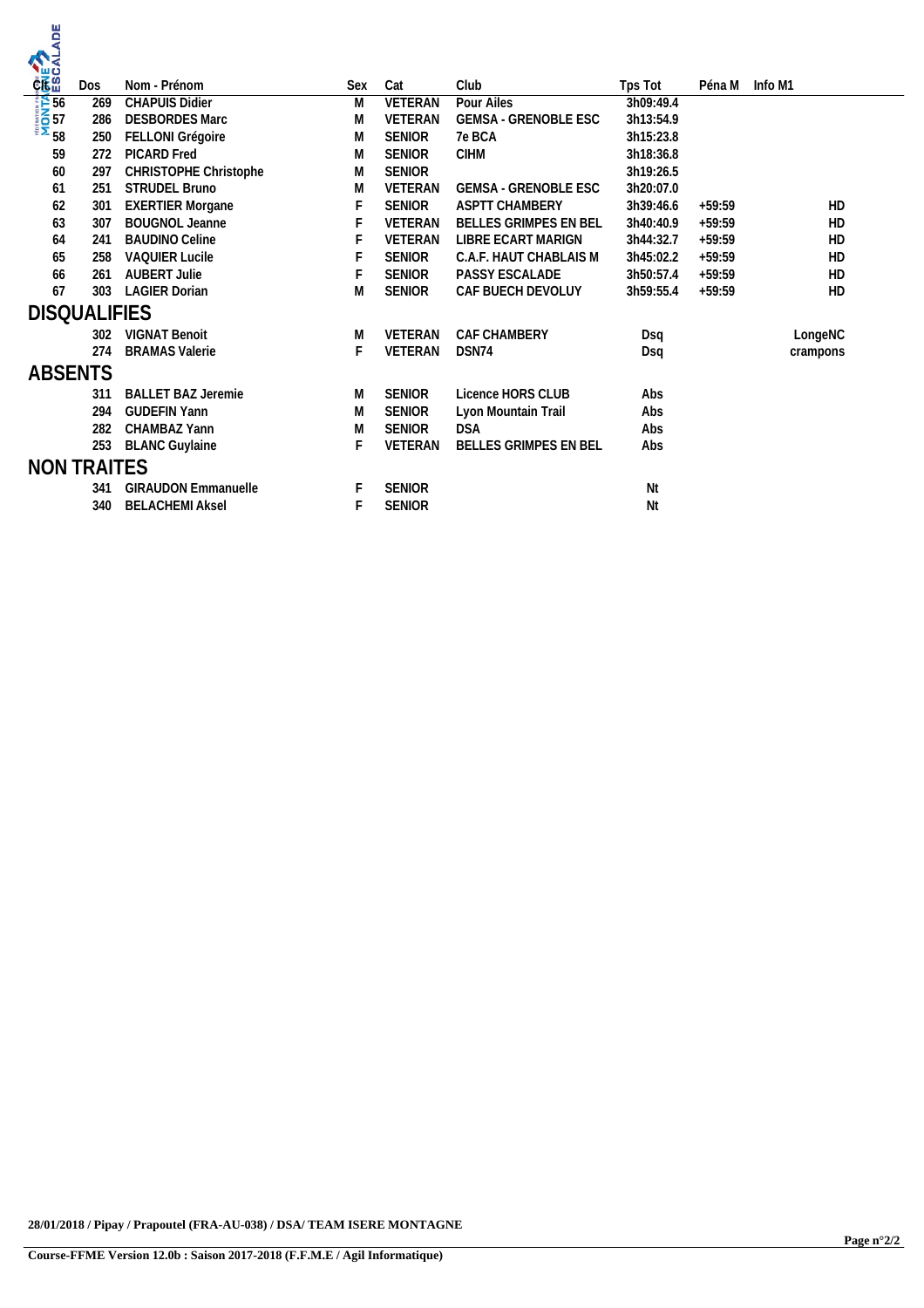| Clt | Dos | Nom - Prénom | Sex | Cat | Club | Tps Tot | Péna M | Info M1 |
|---|---|---|---|---|---|---|---|---|
| 56 | 269 | CHAPUIS Didier | M | VETERAN | Pour Ailes | 3h09:49.4 | | |
| 57 | 286 | DESBORDES Marc | M | VETERAN | GEMSA - GRENOBLE ESC | 3h13:54.9 | | |
| 58 | 250 | FELLONI Grégoire | M | SENIOR | 7e BCA | 3h15:23.8 | | |
| 59 | 272 | PICARD Fred | M | SENIOR | CIHM | 3h18:36.8 | | |
| 60 | 297 | CHRISTOPHE Christophe | M | SENIOR | | 3h19:26.5 | | |
| 61 | 251 | STRUDEL Bruno | M | VETERAN | GEMSA - GRENOBLE ESC | 3h20:07.0 | | |
| 62 | 301 | EXERTIER Morgane | F | SENIOR | ASPTT CHAMBERY | 3h39:46.6 | +59:59 | HD |
| 63 | 307 | BOUGNOL Jeanne | F | VETERAN | BELLES GRIMPES EN BEL | 3h40:40.9 | +59:59 | HD |
| 64 | 241 | BAUDINO Celine | F | VETERAN | LIBRE ECART MARIGN | 3h44:32.7 | +59:59 | HD |
| 65 | 258 | VAQUIER Lucile | F | SENIOR | C.A.F. HAUT CHABLAIS M | 3h45:02.2 | +59:59 | HD |
| 66 | 261 | AUBERT Julie | F | SENIOR | PASSY ESCALADE | 3h50:57.4 | +59:59 | HD |
| 67 | 303 | LAGIER Dorian | M | SENIOR | CAF BUECH DEVOLUY | 3h59:55.4 | +59:59 | HD |

## DISQUALIFIES

| | Dos | Nom - Prénom | Sex | Cat | Club | Tps Tot | Péna M | Info M1 |
|---|---|---|---|---|---|---|---|---|
| | 302 | VIGNAT Benoit | M | VETERAN | CAF CHAMBERY | Dsq | | LongeNC |
| | 274 | BRAMAS Valerie | F | VETERAN | DSN74 | Dsq | | crampons |

## ABSENTS

| | Dos | Nom - Prénom | Sex | Cat | Club | Tps Tot | Péna M | Info M1 |
|---|---|---|---|---|---|---|---|---|
| | 311 | BALLET BAZ Jeremie | M | SENIOR | Licence HORS CLUB | Abs | | |
| | 294 | GUDEFIN Yann | M | SENIOR | Lyon Mountain Trail | Abs | | |
| | 282 | CHAMBAZ Yann | M | SENIOR | DSA | Abs | | |
| | 253 | BLANC Guylaine | F | VETERAN | BELLES GRIMPES EN BEL | Abs | | |

## NON TRAITES

| | Dos | Nom - Prénom | Sex | Cat | Club | Tps Tot | Péna M | Info M1 |
|---|---|---|---|---|---|---|---|---|
| | 341 | GIRAUDON Emmanuelle | F | SENIOR | | Nt | | |
| | 340 | BELACHEMI Aksel | F | SENIOR | | Nt | | |

**28/01/2018 / Pipay / Prapoutel (FRA-AU-038) / DSA/ TEAM ISERE MONTAGNE**

**Course-FFME Version 12.0b : Saison 2017-2018 (F.F.M.E / Agil Informatique)**